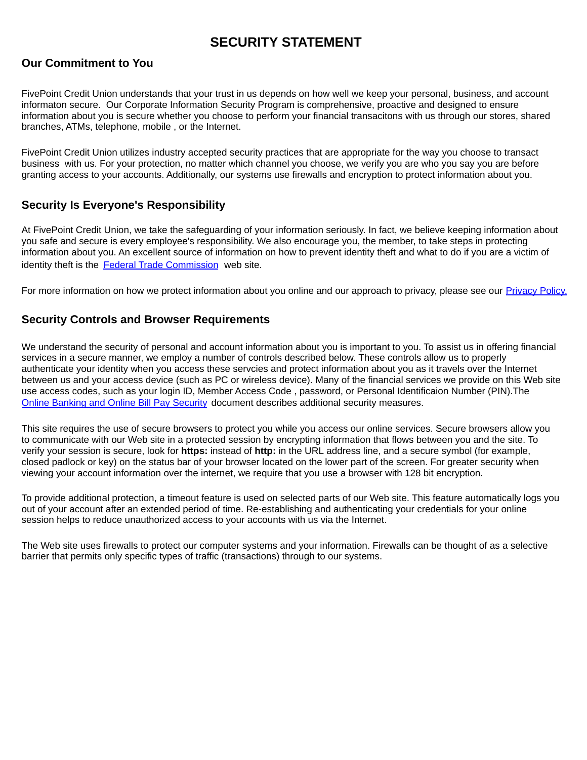# SECURITY STATEMENT

## Our Commitment to You

FivePoint Credit Union understands that your trust in us depends on how well we keep your personal, business, and account informaton secure. Our Corporate Information Security Program is comprehensive, proactive and designed to ensure information about you is secure whether you choose to perform your financial transacitons with us through our stores, shared branches, ATMs, telephone, mobile , or the Internet.

FivePoint Credit Union utilizes industry accepted security practices that are appropriate for the way you choose to transact business with us. For your protection, no matter which channel you choose, we verify you are who you say you are before granting access to your accounts. Additionally, our systems use firewalls and encryption to protect information about you.

## Security Is Everyone's Responsibility

At FivePoint Credit Union, we take the safeguarding of your information seriously. In fact, we believe keeping information about you safe and secure is every employee's responsibility. We also encourage you, the member, to take steps in protecting information about you. An excellent source of information on how to prevent identity theft and what to do if you are a victim of identity theft is the Federal Trade Commission web site.

For more information on how we protect information about you online and our approach to privacy, please see our Privacy Policy.

## Security Controls and Browser Requirements

We understand the security of personal and account information about you is important to you. To assist us in offering financial services in a secure manner, we employ a number of controls described below. These controls allow us to properly authenticate your identity when you access these servcies and protect information about you as it travels over the Internet between us and your access device (such as PC or wireless device). Many of the financial services we provide on this Web site use access codes, such as your login ID, Member Access Code , password, or Personal Identificaion Number (PIN).The Online Banking and Online Bill Pay Security document describes additional security measures.

This site requires the use of secure browsers to protect you while you access our online services. Secure browsers allow you to communicate with our Web site in a protected session by encrypting information that flows between you and the site. To verify your session is secure, look for **https:** instead of **http:** in the URL address line, and a secure symbol (for example, closed padlock or key) on the status bar of your browser located on the lower part of the screen. For greater security when viewing your account information over the internet, we require that you use a browser with 128 bit encryption.

To provide additional protection, a timeout feature is used on selected parts of our Web site. This feature automatically logs you out of your account after an extended period of time. Re-establishing and authenticating your credentials for your online session helps to reduce unauthorized access to your accounts with us via the Internet.

The Web site uses firewalls to protect our computer systems and your information. Firewalls can be thought of as a selective barrier that permits only specific types of traffic (transactions) through to our systems.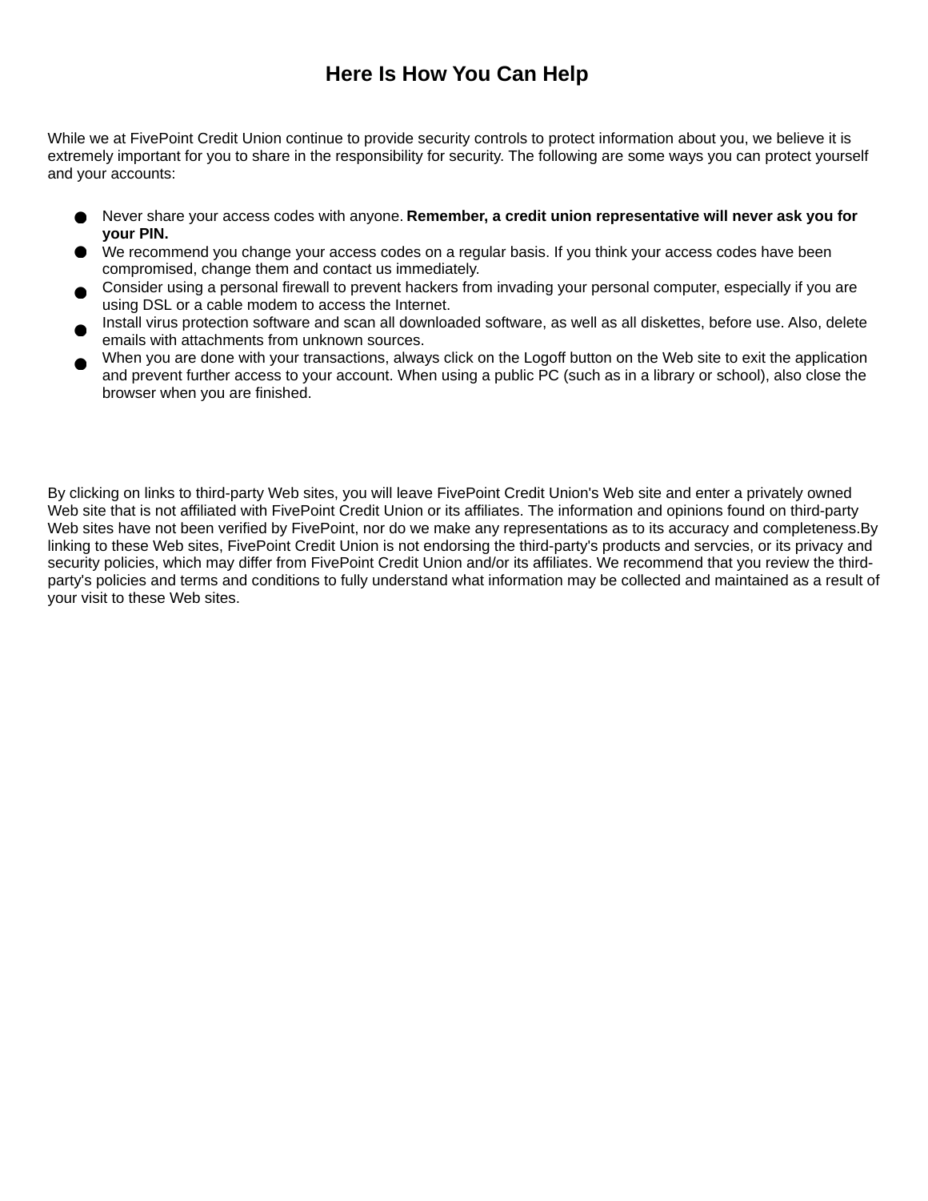# Here Is How You Can Help

While we at FivePoint Credit Union continue to provide security controls to protect information about you, we believe it is extremely important for you to share in the responsibility for security. The following are some ways you can protect yourself and your accounts:

- Never share your access codes with anyone. **Remember, a credit union representative will never ask you for your PIN.**
- We recommend you change your access codes on a regular basis. If you think your access codes have been compromised, change them and contact us immediately.
- Consider using a personal firewall to prevent hackers from invading your personal computer, especially if you are using DSL or a cable modem to access the Internet.
- Install virus protection software and scan all downloaded software, as well as all diskettes, before use. Also, delete emails with attachments from unknown sources.
- When you are done with your transactions, always click on the Logoff button on the Web site to exit the application and prevent further access to your account. When using a public PC (such as in a library or school), also close the browser when you are finished.

By clicking on links to third-party Web sites, you will leave FivePoint Credit Union's Web site and enter a privately owned Web site that is not affiliated with FivePoint Credit Union or its affiliates. The information and opinions found on third-party Web sites have not been verified by FivePoint, nor do we make any representations as to its accuracy and completeness.By linking to these Web sites, FivePoint Credit Union is not endorsing the third-party's products and servcies, or its privacy and security policies, which may differ from FivePoint Credit Union and/or its affiliates. We recommend that you review the third-party's policies and terms and conditions to fully understand what information may be collected and maintained as a result of your visit to these Web sites.